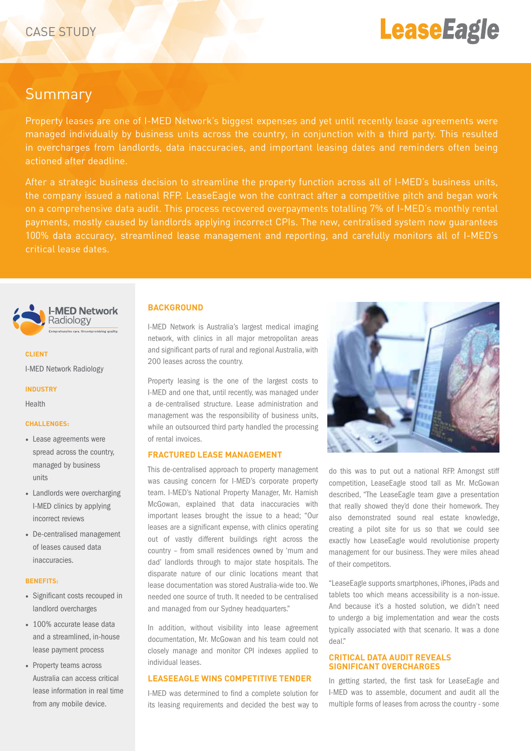CASE STUDY

LeaseEagle

## Summary

Property leases are one of I-MED Network's biggest expenses and yet until recently lease agreements were managed individually by business units across the country, in conjunction with a third party. This resulted in overcharges from landlords, data inaccuracies, and important leasing dates and reminders often being actioned after deadline.

After a strategic business decision to streamline the property function across all of I-MED's business units, the company issued a national RFP. LeaseEagle won the contract after a competitive pitch and began work on a comprehensive data audit. This process recovered overpayments totalling 7% of I-MED's monthly rental payments, mostly caused by landlords applying incorrect CPIs. The new, centralised system now guarantees 100% data accuracy, streamlined lease management and reporting, and carefully monitors all of I-MED's critical lease dates.

I-MED Network Radiology
Comprehensive care. Uncompromising quality.

**CLIENT**

I-MED Network Radiology

**INDUSTRY**

Health

**CHALLENGES:**

- Lease agreements were spread across the country, managed by business units
- Landlords were overcharging I-MED clinics by applying incorrect reviews
- De-centralised management of leases caused data inaccuracies.

**BENEFITS:**

- Significant costs recouped in landlord overcharges
- 100% accurate lease data and a streamlined, in-house lease payment process
- Property teams across Australia can access critical lease information in real time from any mobile device.

### BACKGROUND

I-MED Network is Australia's largest medical imaging network, with clinics in all major metropolitan areas and significant parts of rural and regional Australia, with 200 leases across the country.

Property leasing is the one of the largest costs to I-MED and one that, until recently, was managed under a de-centralised structure. Lease administration and management was the responsibility of business units, while an outsourced third party handled the processing of rental invoices.

### FRACTURED LEASE MANAGEMENT

This de-centralised approach to property management was causing concern for I-MED's corporate property team. I-MED's National Property Manager, Mr. Hamish McGowan, explained that data inaccuracies with important leases brought the issue to a head; "Our leases are a significant expense, with clinics operating out of vastly different buildings right across the country – from small residences owned by 'mum and dad' landlords through to major state hospitals. The disparate nature of our clinic locations meant that lease documentation was stored Australia-wide too. We needed one source of truth. It needed to be centralised and managed from our Sydney headquarters."

In addition, without visibility into lease agreement documentation, Mr. McGowan and his team could not closely manage and monitor CPI indexes applied to individual leases.

### LEASEEAGLE WINS COMPETITIVE TENDER

I-MED was determined to find a complete solution for its leasing requirements and decided the best way to do this was to put out a national RFP. Amongst stiff competition, LeaseEagle stood tall as Mr. McGowan described, "The LeaseEagle team gave a presentation that really showed they'd done their homework. They also demonstrated sound real estate knowledge, creating a pilot site for us so that we could see exactly how LeaseEagle would revolutionise property management for our business. They were miles ahead of their competitors.

"LeaseEagle supports smartphones, iPhones, iPads and tablets too which means accessibility is a non-issue. And because it's a hosted solution, we didn't need to undergo a big implementation and wear the costs typically associated with that scenario. It was a done deal."

### CRITICAL DATA AUDIT REVEALS SIGNIFICANT OVERCHARGES

In getting started, the first task for LeaseEagle and I-MED was to assemble, document and audit all the multiple forms of leases from across the country - some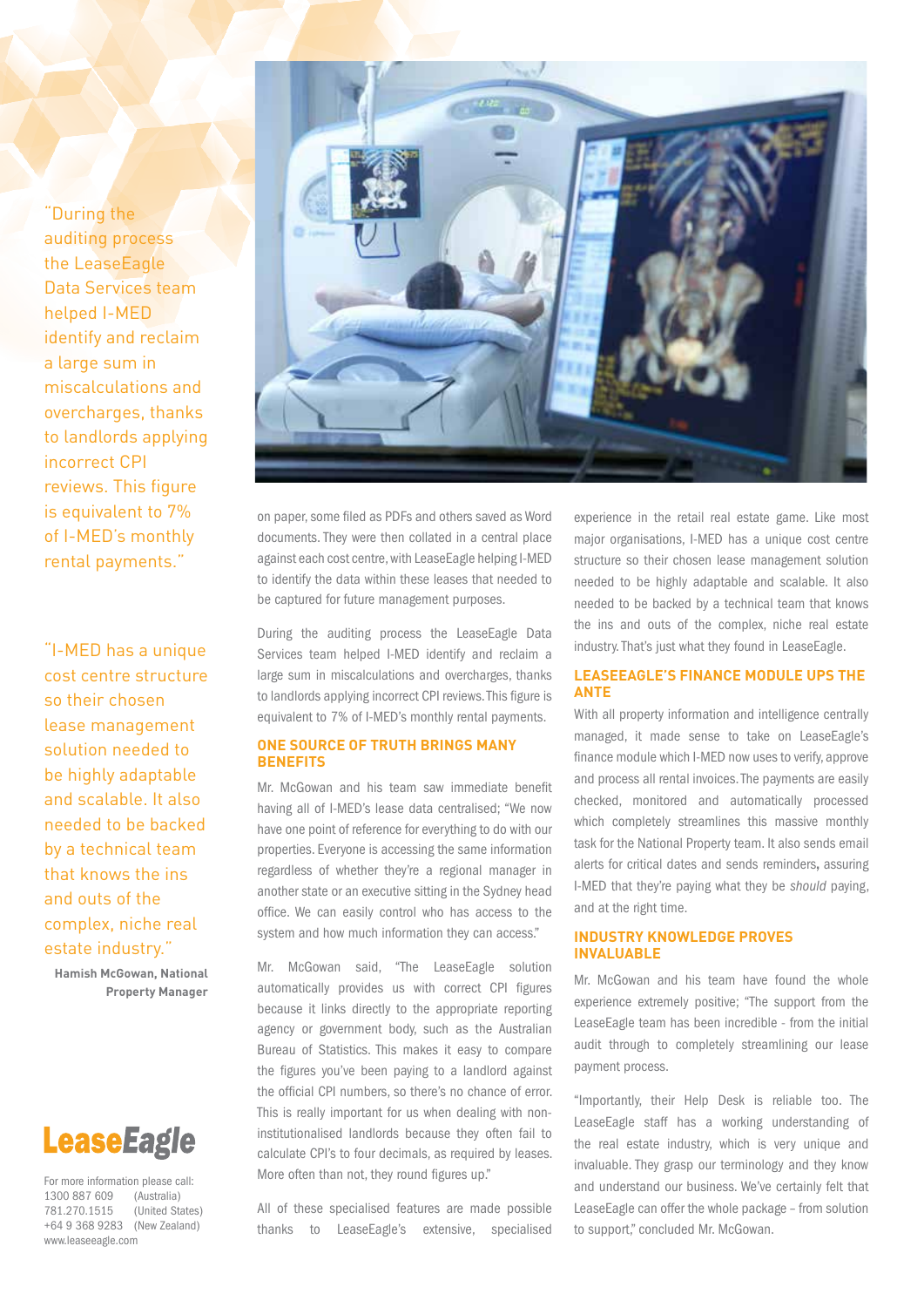"During the auditing process the LeaseEagle Data Services team helped I-MED identify and reclaim a large sum in miscalculations and overcharges, thanks to landlords applying incorrect CPI reviews. This figure is equivalent to 7% of I-MED's monthly rental payments."

"I-MED has a unique cost centre structure so their chosen lease management solution needed to be highly adaptable and scalable. It also needed to be backed by a technical team that knows the ins and outs of the complex, niche real estate industry."

**Hamish McGowan, National Property Manager**

on paper, some filed as PDFs and others saved as Word documents. They were then collated in a central place against each cost centre, with LeaseEagle helping I-MED to identify the data within these leases that needed to be captured for future management purposes.

During the auditing process the LeaseEagle Data Services team helped I-MED identify and reclaim a large sum in miscalculations and overcharges, thanks to landlords applying incorrect CPI reviews. This figure is equivalent to 7% of I-MED's monthly rental payments.

## ONE SOURCE OF TRUTH BRINGS MANY BENEFITS

Mr. McGowan and his team saw immediate benefit having all of I-MED's lease data centralised; "We now have one point of reference for everything to do with our properties. Everyone is accessing the same information regardless of whether they're a regional manager in another state or an executive sitting in the Sydney head office. We can easily control who has access to the system and how much information they can access."

Mr. McGowan said, "The LeaseEagle solution automatically provides us with correct CPI figures because it links directly to the appropriate reporting agency or government body, such as the Australian Bureau of Statistics. This makes it easy to compare the figures you've been paying to a landlord against the official CPI numbers, so there's no chance of error. This is really important for us when dealing with non-institutionalised landlords because they often fail to calculate CPI's to four decimals, as required by leases. More often than not, they round figures up."

All of these specialised features are made possible thanks to LeaseEagle's extensive, specialised experience in the retail real estate game. Like most major organisations, I-MED has a unique cost centre structure so their chosen lease management solution needed to be highly adaptable and scalable. It also needed to be backed by a technical team that knows the ins and outs of the complex, niche real estate industry. That's just what they found in LeaseEagle.

## LEASEEAGLE'S FINANCE MODULE UPS THE ANTE

With all property information and intelligence centrally managed, it made sense to take on LeaseEagle's finance module which I-MED now uses to verify, approve and process all rental invoices. The payments are easily checked, monitored and automatically processed which completely streamlines this massive monthly task for the National Property team. It also sends email alerts for critical dates and sends reminders, assuring I-MED that they're paying what they be *should* paying, and at the right time.

## INDUSTRY KNOWLEDGE PROVES INVALUABLE

Mr. McGowan and his team have found the whole experience extremely positive; "The support from the LeaseEagle team has been incredible - from the initial audit through to completely streamlining our lease payment process.

"Importantly, their Help Desk is reliable too. The LeaseEagle staff has a working understanding of the real estate industry, which is very unique and invaluable. They grasp our terminology and they know and understand our business. We've certainly felt that LeaseEagle can offer the whole package – from solution to support," concluded Mr. McGowan.

**LeaseEagle**

For more information please call:
1300 887 609 (Australia)
781.270.1515 (United States)
+64 9 368 9283 (New Zealand)
www.leaseeagle.com